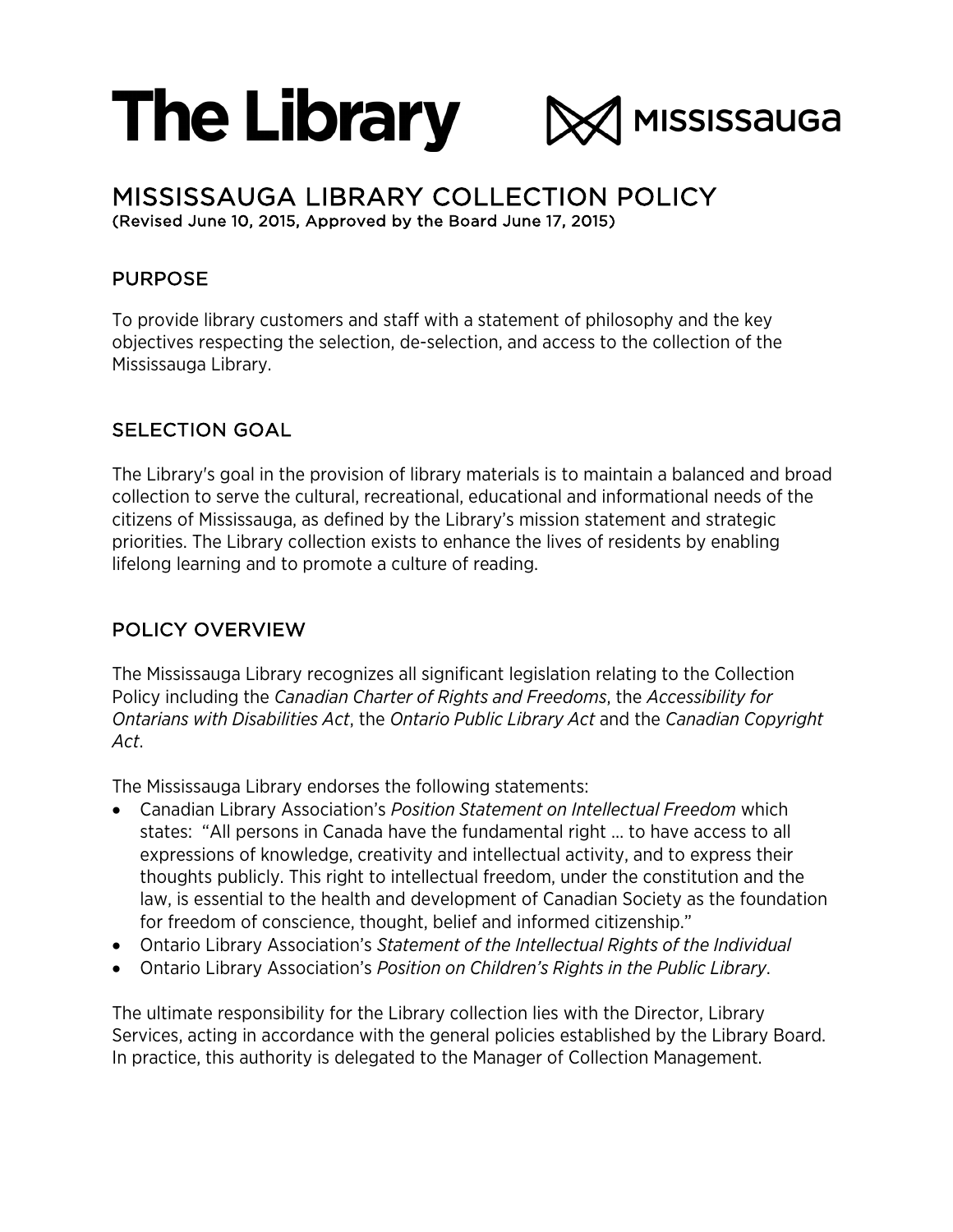The Library MISSISSAUGA

# MISSISSAUGA LIBRARY COLLECTION POLICY

(Revised June 10, 2015, Approved by the Board June 17, 2015)

## PURPOSE

To provide library customers and staff with a statement of philosophy and the key objectives respecting the selection, de-selection, and access to the collection of the Mississauga Library.

## SELECTION GOAL

The Library's goal in the provision of library materials is to maintain a balanced and broad collection to serve the cultural, recreational, educational and informational needs of the citizens of Mississauga, as defined by the Library's mission statement and strategic priorities. The Library collection exists to enhance the lives of residents by enabling lifelong learning and to promote a culture of reading.

## POLICY OVERVIEW

The Mississauga Library recognizes all significant legislation relating to the Collection Policy including the *Canadian Charter of Rights and Freedoms*, the *Accessibility for Ontarians with Disabilities Act*, the *Ontario Public Library Act* and the *Canadian Copyright Act*.

The Mississauga Library endorses the following statements:

- Canadian Library Association's *Position Statement on Intellectual Freedom* which states: "All persons in Canada have the fundamental right … to have access to all expressions of knowledge, creativity and intellectual activity, and to express their thoughts publicly. This right to intellectual freedom, under the constitution and the law, is essential to the health and development of Canadian Society as the foundation for freedom of conscience, thought, belief and informed citizenship."
- Ontario Library Association's *Statement of the Intellectual Rights of the Individual*
- Ontario Library Association's *Position on Children's Rights in the Public Library*.

The ultimate responsibility for the Library collection lies with the Director, Library Services, acting in accordance with the general policies established by the Library Board. In practice, this authority is delegated to the Manager of Collection Management.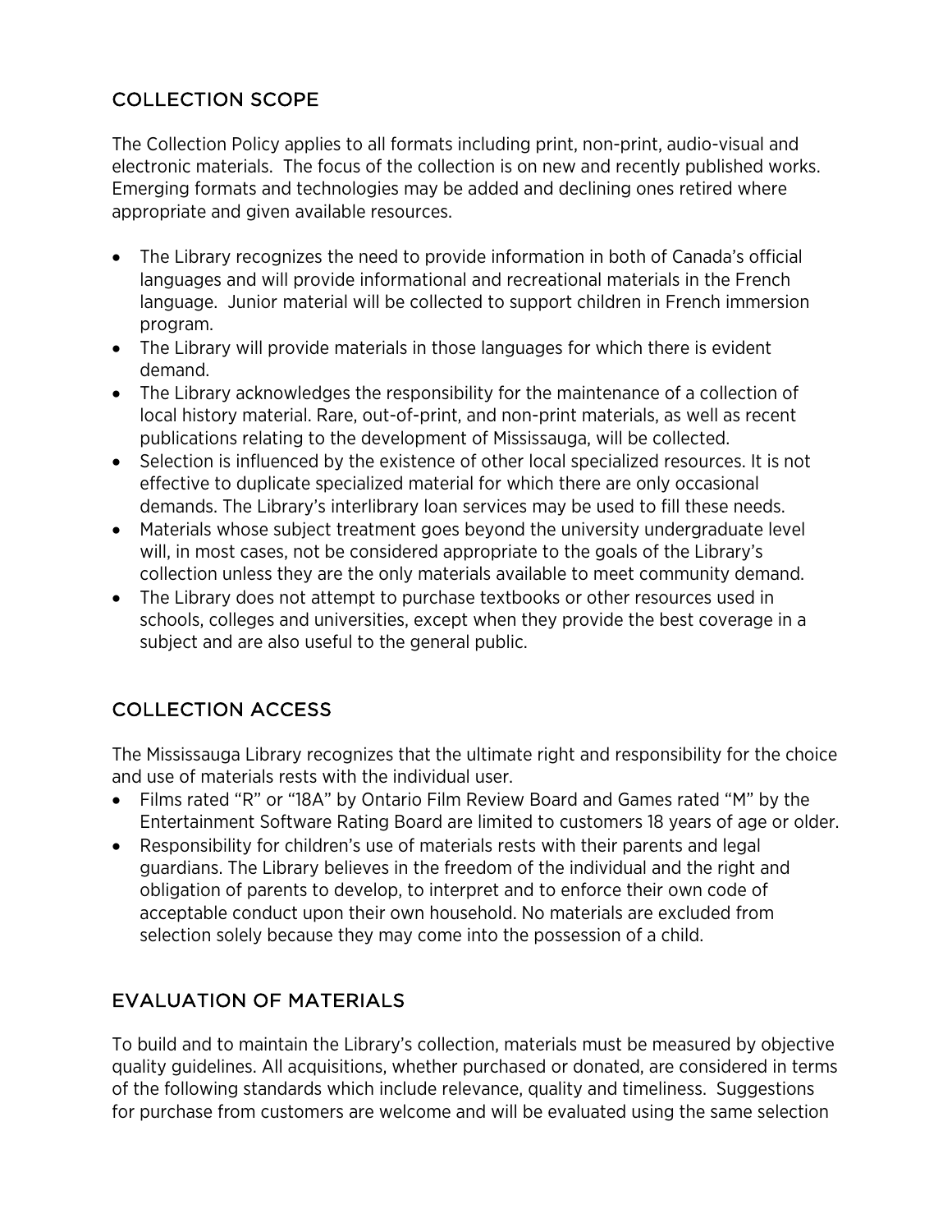## COLLECTION SCOPE

The Collection Policy applies to all formats including print, non-print, audio-visual and electronic materials. The focus of the collection is on new and recently published works. Emerging formats and technologies may be added and declining ones retired where appropriate and given available resources.

- The Library recognizes the need to provide information in both of Canada's official languages and will provide informational and recreational materials in the French language. Junior material will be collected to support children in French immersion program.
- The Library will provide materials in those languages for which there is evident demand.
- The Library acknowledges the responsibility for the maintenance of a collection of local history material. Rare, out-of-print, and non-print materials, as well as recent publications relating to the development of Mississauga, will be collected.
- Selection is influenced by the existence of other local specialized resources. It is not effective to duplicate specialized material for which there are only occasional demands. The Library's interlibrary loan services may be used to fill these needs.
- Materials whose subject treatment goes beyond the university undergraduate level will, in most cases, not be considered appropriate to the goals of the Library's collection unless they are the only materials available to meet community demand.
- The Library does not attempt to purchase textbooks or other resources used in schools, colleges and universities, except when they provide the best coverage in a subject and are also useful to the general public.

## COLLECTION ACCESS

The Mississauga Library recognizes that the ultimate right and responsibility for the choice and use of materials rests with the individual user.

- Films rated "R" or "18A" by Ontario Film Review Board and Games rated "M" by the Entertainment Software Rating Board are limited to customers 18 years of age or older.
- Responsibility for children's use of materials rests with their parents and legal guardians. The Library believes in the freedom of the individual and the right and obligation of parents to develop, to interpret and to enforce their own code of acceptable conduct upon their own household. No materials are excluded from selection solely because they may come into the possession of a child.

## EVALUATION OF MATERIALS

To build and to maintain the Library's collection, materials must be measured by objective quality guidelines. All acquisitions, whether purchased or donated, are considered in terms of the following standards which include relevance, quality and timeliness. Suggestions for purchase from customers are welcome and will be evaluated using the same selection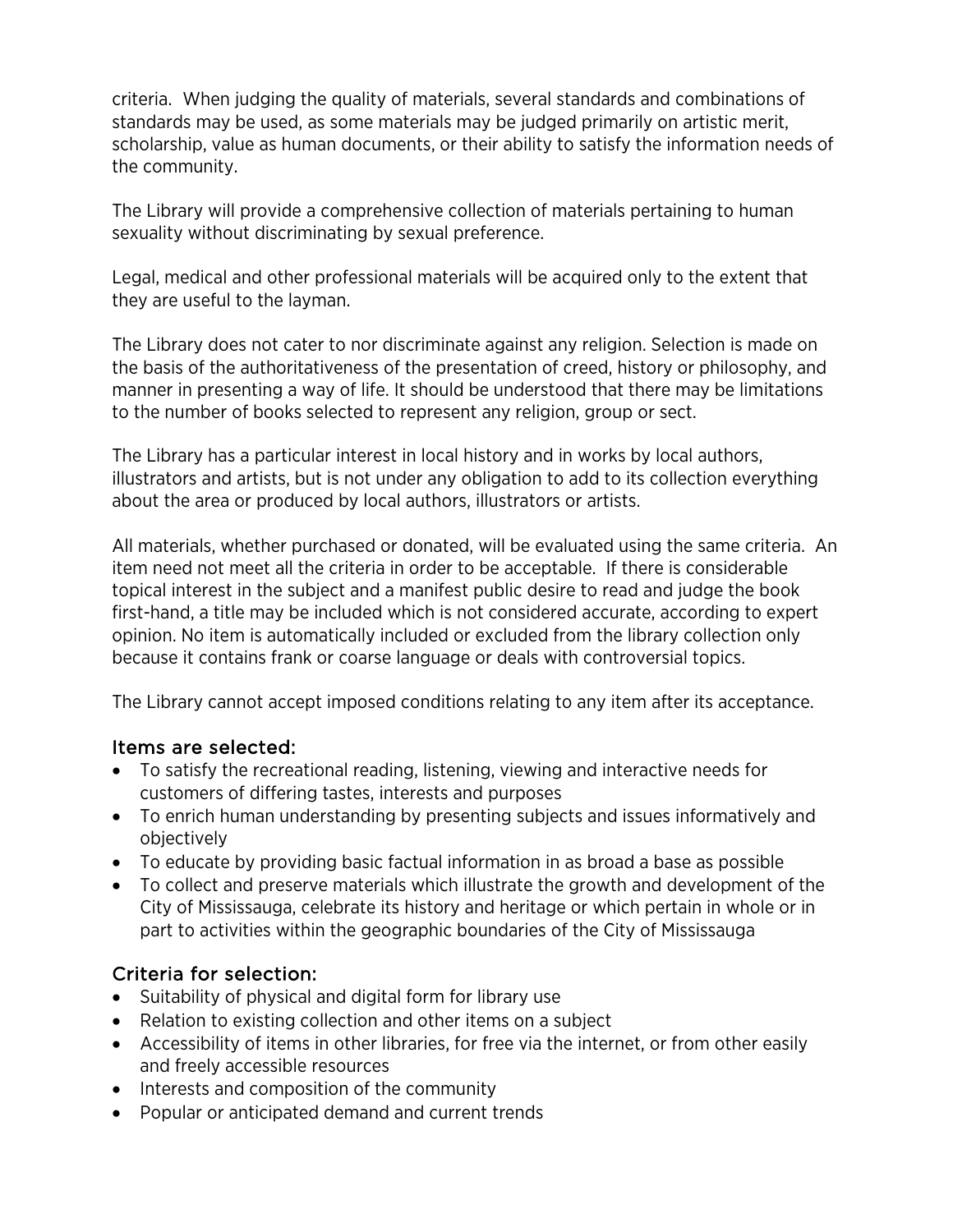criteria. When judging the quality of materials, several standards and combinations of standards may be used, as some materials may be judged primarily on artistic merit, scholarship, value as human documents, or their ability to satisfy the information needs of the community.

The Library will provide a comprehensive collection of materials pertaining to human sexuality without discriminating by sexual preference.

Legal, medical and other professional materials will be acquired only to the extent that they are useful to the layman.

The Library does not cater to nor discriminate against any religion. Selection is made on the basis of the authoritativeness of the presentation of creed, history or philosophy, and manner in presenting a way of life. It should be understood that there may be limitations to the number of books selected to represent any religion, group or sect.

The Library has a particular interest in local history and in works by local authors, illustrators and artists, but is not under any obligation to add to its collection everything about the area or produced by local authors, illustrators or artists.

All materials, whether purchased or donated, will be evaluated using the same criteria. An item need not meet all the criteria in order to be acceptable. If there is considerable topical interest in the subject and a manifest public desire to read and judge the book first-hand, a title may be included which is not considered accurate, according to expert opinion. No item is automatically included or excluded from the library collection only because it contains frank or coarse language or deals with controversial topics.

The Library cannot accept imposed conditions relating to any item after its acceptance.

### Items are selected:

- To satisfy the recreational reading, listening, viewing and interactive needs for customers of differing tastes, interests and purposes
- To enrich human understanding by presenting subjects and issues informatively and objectively
- To educate by providing basic factual information in as broad a base as possible
- To collect and preserve materials which illustrate the growth and development of the City of Mississauga, celebrate its history and heritage or which pertain in whole or in part to activities within the geographic boundaries of the City of Mississauga

### Criteria for selection:

- Suitability of physical and digital form for library use
- Relation to existing collection and other items on a subject
- Accessibility of items in other libraries, for free via the internet, or from other easily and freely accessible resources
- Interests and composition of the community
- Popular or anticipated demand and current trends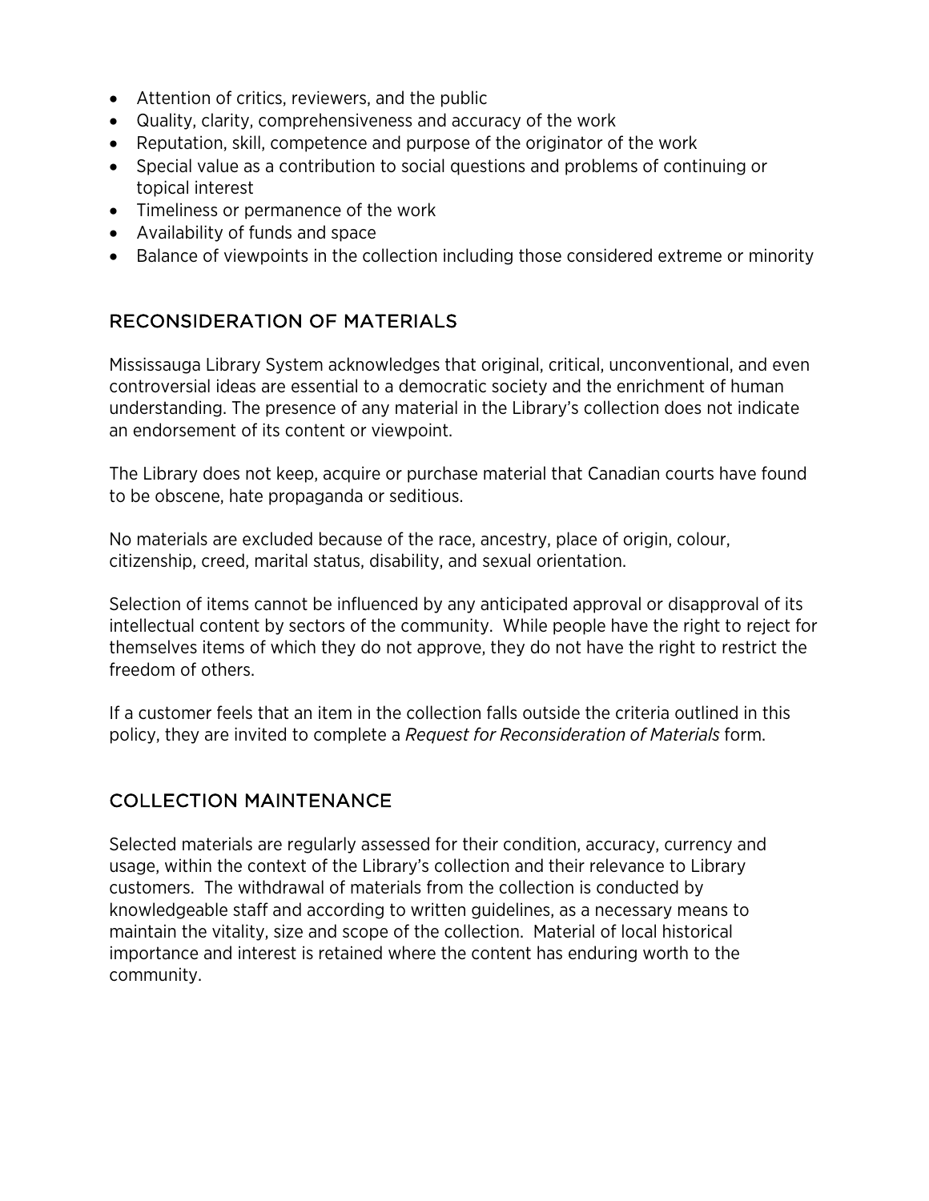- Attention of critics, reviewers, and the public
- Quality, clarity, comprehensiveness and accuracy of the work
- Reputation, skill, competence and purpose of the originator of the work
- Special value as a contribution to social questions and problems of continuing or topical interest
- Timeliness or permanence of the work
- Availability of funds and space
- Balance of viewpoints in the collection including those considered extreme or minority

## RECONSIDERATION OF MATERIALS

Mississauga Library System acknowledges that original, critical, unconventional, and even controversial ideas are essential to a democratic society and the enrichment of human understanding. The presence of any material in the Library's collection does not indicate an endorsement of its content or viewpoint.

The Library does not keep, acquire or purchase material that Canadian courts have found to be obscene, hate propaganda or seditious.

No materials are excluded because of the race, ancestry, place of origin, colour, citizenship, creed, marital status, disability, and sexual orientation.

Selection of items cannot be influenced by any anticipated approval or disapproval of its intellectual content by sectors of the community. While people have the right to reject for themselves items of which they do not approve, they do not have the right to restrict the freedom of others.

If a customer feels that an item in the collection falls outside the criteria outlined in this policy, they are invited to complete a *Request for Reconsideration of Materials* form.

## COLLECTION MAINTENANCE

Selected materials are regularly assessed for their condition, accuracy, currency and usage, within the context of the Library's collection and their relevance to Library customers. The withdrawal of materials from the collection is conducted by knowledgeable staff and according to written guidelines, as a necessary means to maintain the vitality, size and scope of the collection. Material of local historical importance and interest is retained where the content has enduring worth to the community.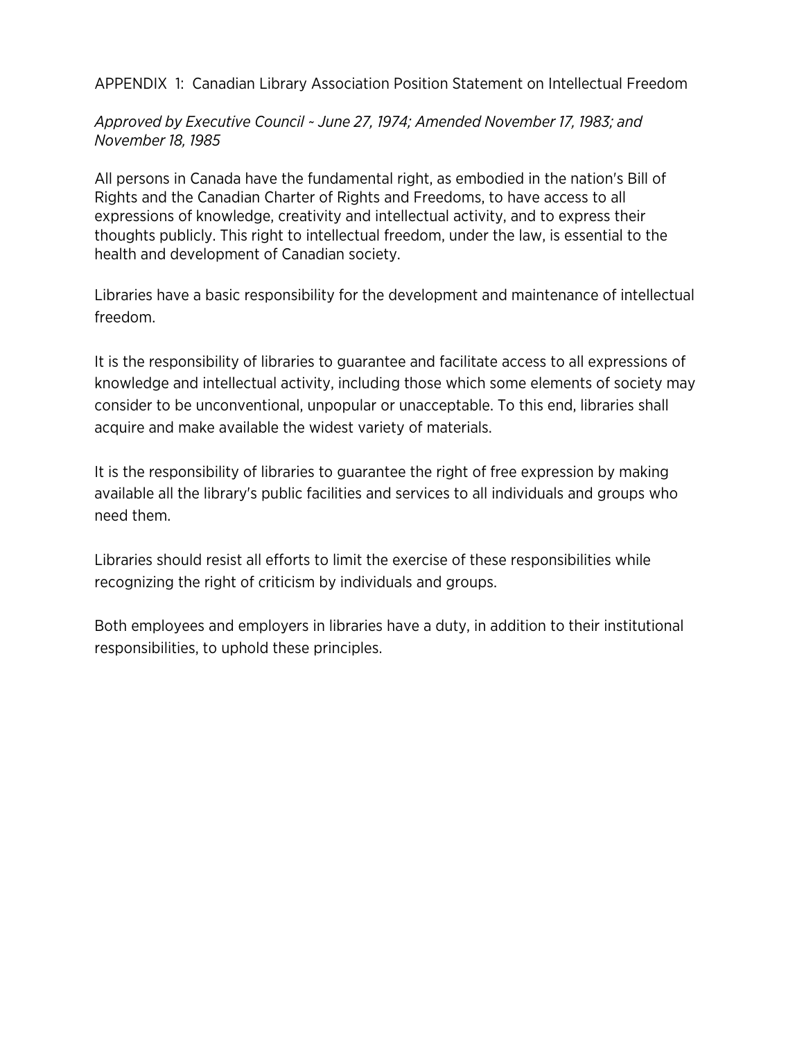# APPENDIX 1: Canadian Library Association Position Statement on Intellectual Freedom

*Approved by Executive Council ~ June 27, 1974; Amended November 17, 1983; and November 18, 1985*

All persons in Canada have the fundamental right, as embodied in the nation's Bill of Rights and the Canadian Charter of Rights and Freedoms, to have access to all expressions of knowledge, creativity and intellectual activity, and to express their thoughts publicly. This right to intellectual freedom, under the law, is essential to the health and development of Canadian society.

Libraries have a basic responsibility for the development and maintenance of intellectual freedom.

It is the responsibility of libraries to guarantee and facilitate access to all expressions of knowledge and intellectual activity, including those which some elements of society may consider to be unconventional, unpopular or unacceptable. To this end, libraries shall acquire and make available the widest variety of materials.

It is the responsibility of libraries to guarantee the right of free expression by making available all the library's public facilities and services to all individuals and groups who need them.

Libraries should resist all efforts to limit the exercise of these responsibilities while recognizing the right of criticism by individuals and groups.

Both employees and employers in libraries have a duty, in addition to their institutional responsibilities, to uphold these principles.